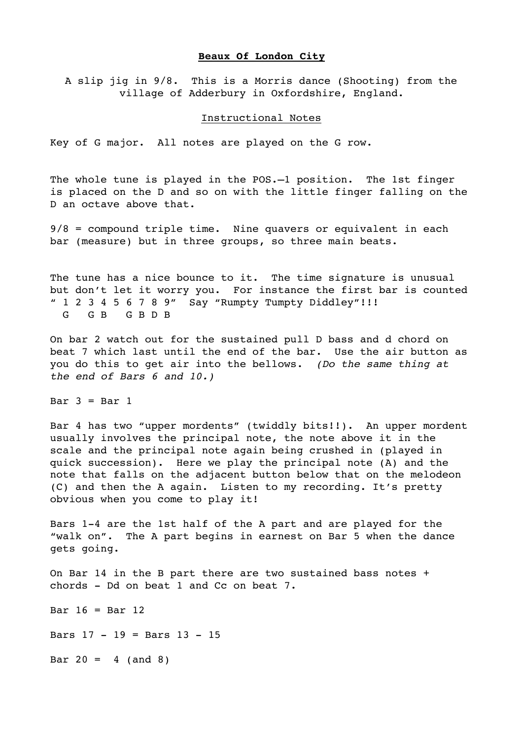# **Beaux Of London City**

A slip jig in 9/8. This is a Morris dance (Shooting) from the village of Adderbury in Oxfordshire, England.

## Instructional Notes

Key of G major. All notes are played on the G row.

The whole tune is played in the POS.–1 position. The 1st finger is placed on the D and so on with the little finger falling on the D an octave above that.

9/8 = compound triple time. Nine quavers or equivalent in each bar (measure) but in three groups, so three main beats.

The tune has a nice bounce to it. The time signature is unusual but don't let it worry you. For instance the first bar is counted " 1 2 3 4 5 6 7 8 9" Say "Rumpty Tumpty Diddley"!!!

```
" 1 2 3 4 5 6 7 8 9"
  G   G B   G B D B
```

On bar 2 watch out for the sustained pull D bass and d chord on beat 7 which last until the end of the bar. Use the air button as you do this to get air into the bellows. *(Do the same thing at the end of Bars 6 and 10.)*

Bar 3 = Bar 1

Bar 4 has two "upper mordents" (twiddly bits!!). An upper mordent usually involves the principal note, the note above it in the scale and the principal note again being crushed in (played in quick succession). Here we play the principal note (A) and the note that falls on the adjacent button below that on the melodeon (C) and then the A again. Listen to my recording. It's pretty obvious when you come to play it!

Bars 1-4 are the 1st half of the A part and are played for the "walk on". The A part begins in earnest on Bar 5 when the dance gets going.

On Bar 14 in the B part there are two sustained bass notes + chords - Dd on beat 1 and Cc on beat 7.

Bar 16 = Bar 12

Bars 17 - 19 = Bars 13 - 15

Bar 20 = 4 (and 8)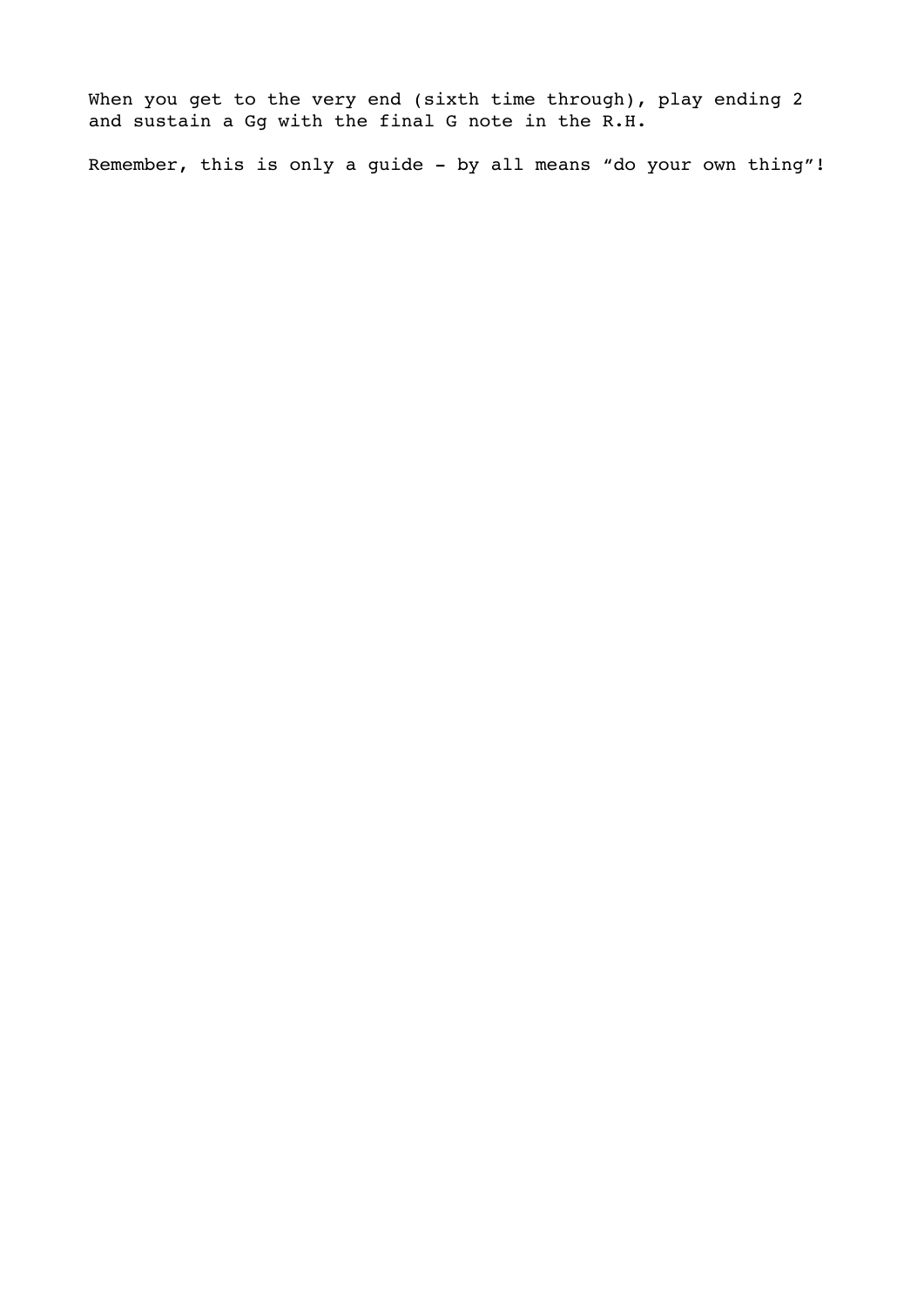When you get to the very end (sixth time through), play ending 2 and sustain a Gg with the final G note in the R.H.

Remember, this is only a guide - by all means "do your own thing"!